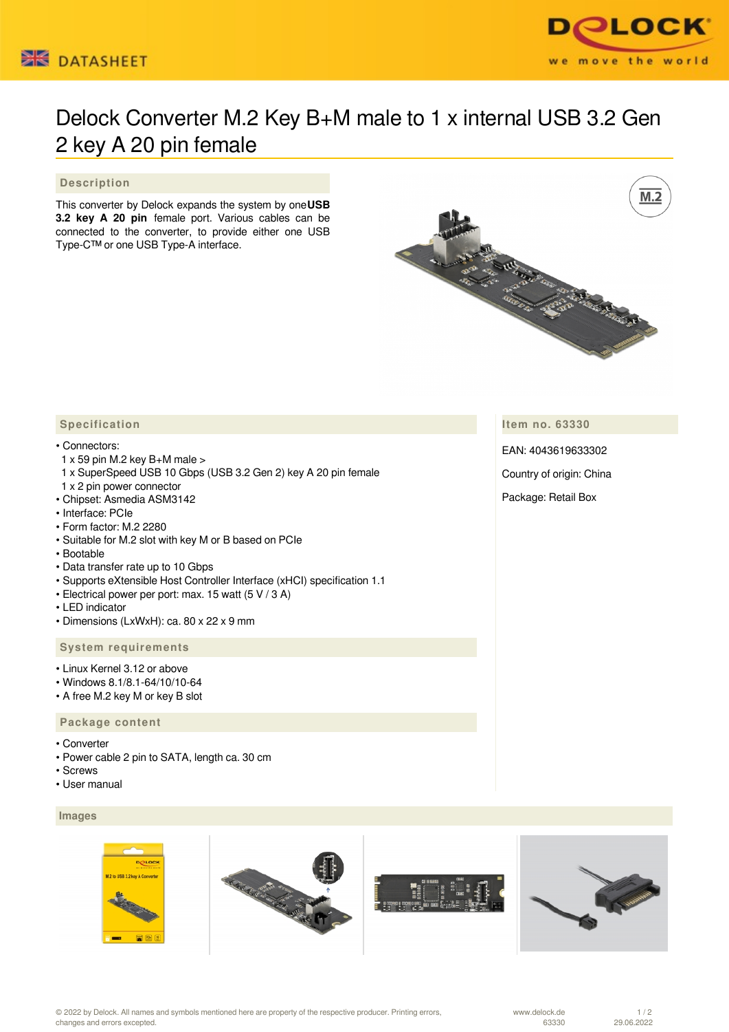# Delock Converter M.2 Key B+M male to 1 x internal USB 3.2 Gen 2 key A 20 pin female

## Description

This converter by Delock expands the system by one **USB 3.2 key A 20 pin** female port. Various cables can be connected to the converter, to provide either one USB Type-C™ or one USB Type-A interface.

## Specification

- Connectors:
  1 x 59 pin M.2 key B+M male >
  1 x SuperSpeed USB 10 Gbps (USB 3.2 Gen 2) key A 20 pin female
  1 x 2 pin power connector
- Chipset: Asmedia ASM3142
- Interface: PCIe
- Form factor: M.2 2280
- Suitable for M.2 slot with key M or B based on PCIe
- Bootable
- Data transfer rate up to 10 Gbps
- Supports eXtensible Host Controller Interface (xHCI) specification 1.1
- Electrical power per port: max. 15 watt (5 V / 3 A)
- LED indicator
- Dimensions (LxWxH): ca. 80 x 22 x 9 mm

## System requirements

- Linux Kernel 3.12 or above
- Windows 8.1/8.1-64/10/10-64
- A free M.2 key M or key B slot

## Package content

- Converter
- Power cable 2 pin to SATA, length ca. 30 cm
- Screws
- User manual

## Item no. 63330

EAN: 4043619633302

Country of origin: China

Package: Retail Box

## Images

© 2022 by Delock. All names and symbols mentioned here are property of the respective producer. Printing errors, changes and errors excepted.

www.delock.de 63330 29.06.2022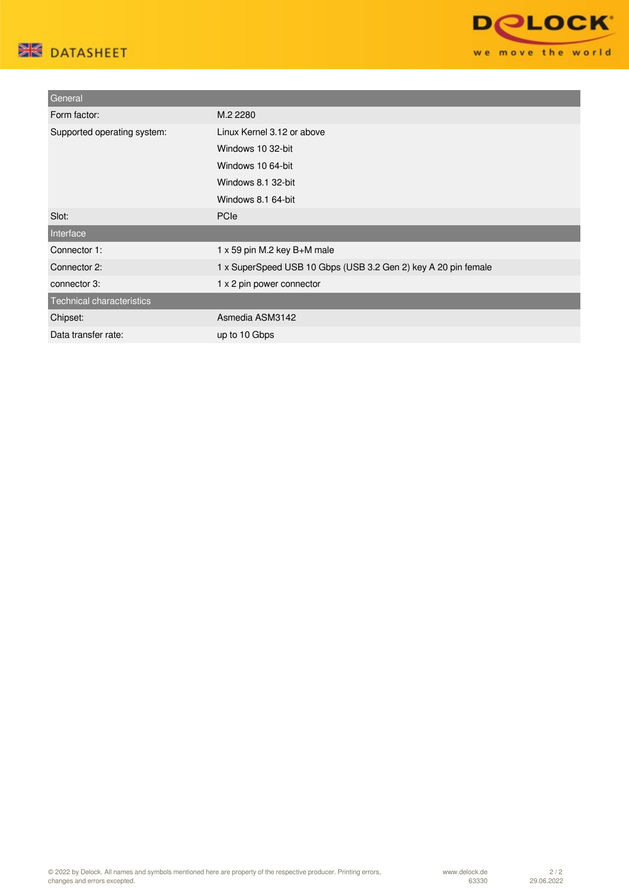| | |
|---|---|
| **General** | |
| Form factor: | M.2 2280 |
| Supported operating system: | Linux Kernel 3.12 or above<br>Windows 10 32-bit<br>Windows 10 64-bit<br>Windows 8.1 32-bit<br>Windows 8.1 64-bit |
| Slot: | PCIe |
| **Interface** | |
| Connector 1: | 1 x 59 pin M.2 key B+M male |
| Connector 2: | 1 x SuperSpeed USB 10 Gbps (USB 3.2 Gen 2) key A 20 pin female |
| connector 3: | 1 x 2 pin power connector |
| **Technical characteristics** | |
| Chipset: | Asmedia ASM3142 |
| Data transfer rate: | up to 10 Gbps |

© 2022 by Delock. All names and symbols mentioned here are property of the respective producer. Printing errors, changes and errors excepted.

www.delock.de
63330
29.06.2022